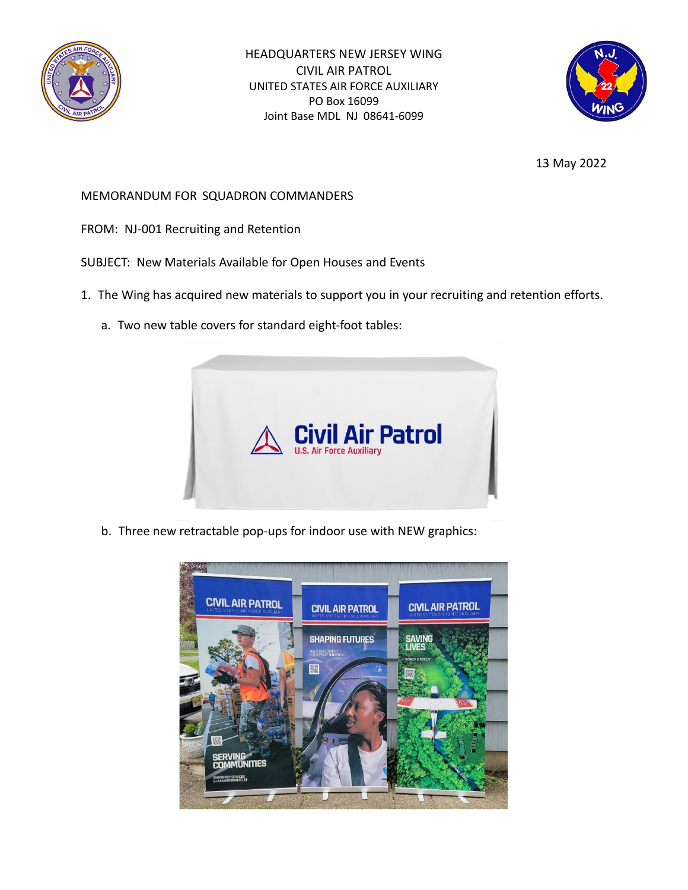HEADQUARTERS NEW JERSEY WING
CIVIL AIR PATROL
UNITED STATES AIR FORCE AUXILIARY
PO Box 16099
Joint Base MDL NJ 08641-6099

13 May 2022

MEMORANDUM FOR SQUADRON COMMANDERS

FROM: NJ-001 Recruiting and Retention

SUBJECT: New Materials Available for Open Houses and Events

1. The Wing has acquired new materials to support you in your recruiting and retention efforts.

   a. Two new table covers for standard eight-foot tables:

   b. Three new retractable pop-ups for indoor use with NEW graphics: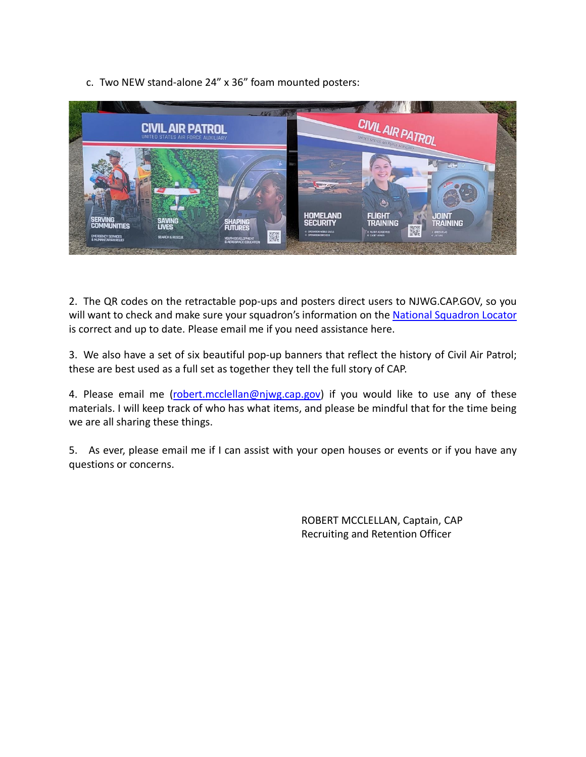c. Two NEW stand-alone 24" x 36" foam mounted posters:

2. The QR codes on the retractable pop-ups and posters direct users to NJWG.CAP.GOV, so you will want to check and make sure your squadron's information on the National Squadron Locator is correct and up to date. Please email me if you need assistance here.

3. We also have a set of six beautiful pop-up banners that reflect the history of Civil Air Patrol; these are best used as a full set as together they tell the full story of CAP.

4. Please email me (robert.mcclellan@njwg.cap.gov) if you would like to use any of these materials. I will keep track of who has what items, and please be mindful that for the time being we are all sharing these things.

5. As ever, please email me if I can assist with your open houses or events or if you have any questions or concerns.

ROBERT MCCLELLAN, Captain, CAP
Recruiting and Retention Officer